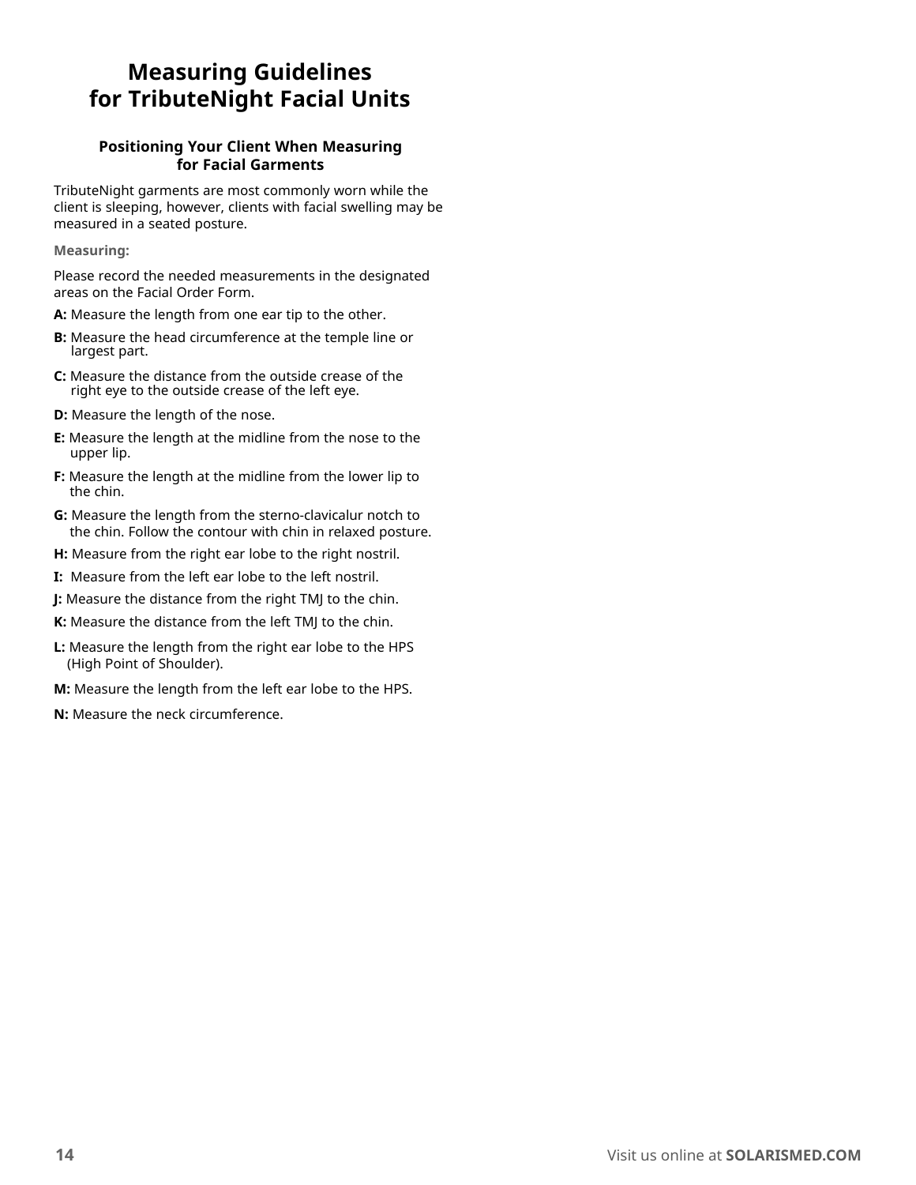# Measuring Guidelines for TributeNight Facial Units

## Positioning Your Client When Measuring for Facial Garments

TributeNight garments are most commonly worn while the client is sleeping, however, clients with facial swelling may be measured in a seated posture.

**Measuring:**

Please record the needed measurements in the designated areas on the Facial Order Form.

**A:** Measure the length from one ear tip to the other.

**B:** Measure the head circumference at the temple line or largest part.

**C:** Measure the distance from the outside crease of the right eye to the outside crease of the left eye.

**D:** Measure the length of the nose.

**E:** Measure the length at the midline from the nose to the upper lip.

**F:** Measure the length at the midline from the lower lip to the chin.

**G:** Measure the length from the sterno-clavicalur notch to the chin. Follow the contour with chin in relaxed posture.

**H:** Measure from the right ear lobe to the right nostril.

**I:** Measure from the left ear lobe to the left nostril.

**J:** Measure the distance from the right TMJ to the chin.

**K:** Measure the distance from the left TMJ to the chin.

**L:** Measure the length from the right ear lobe to the HPS (High Point of Shoulder).

**M:** Measure the length from the left ear lobe to the HPS.

**N:** Measure the neck circumference.

Visit us online at **SOLARISMED.COM**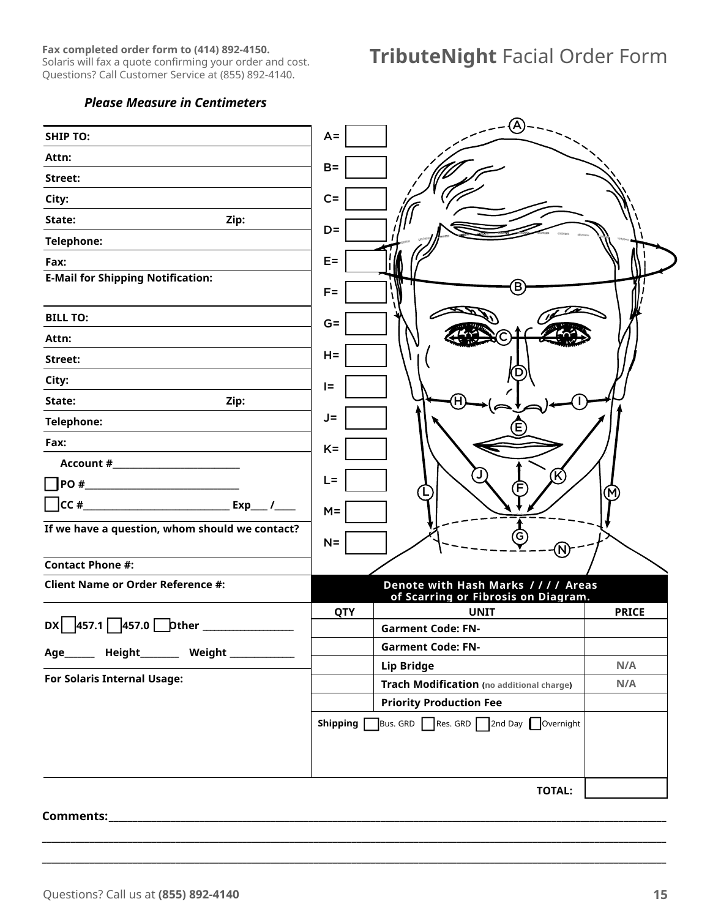Fax completed order form to (414) 892-4150.
Solaris will fax a quote confirming your order and cost.
Questions? Call Customer Service at (855) 892-4140.

# **TributeNight** Facial Order Form

***Please Measure in Centimeters***

| | |
|---|---|
| **SHIP TO:** | |
| **Attn:** | |
| **Street:** | |
| **City:** | |
| **State:** | **Zip:** |
| **Telephone:** | |
| **Fax:** | |
| **E-Mail for Shipping Notification:** | |
| **BILL TO:** | |
| **Attn:** | |
| **Street:** | |
| **City:** | |
| **State:** | **Zip:** |
| **Telephone:** | |
| **Fax:** | |

**Account #**___________________________

☐ **PO #**_________________________________

☐ **CC #**_______________________________ **Exp**____ /_____

**If we have a question, whom should we contact?**

**Contact Phone #:**

**Client Name or Order Reference #:**

**DX** ☐ **457.1** ☐ **457.0** ☐ **Other** ___________________

**Age**______ **Height**________ **Weight** _____________

**For Solaris Internal Usage:**

A=
B=
C=
D=
E=
F=
G=
H=
I=
J=
K=
L=
M=
N=

A
B
C
D
E
F
G
H
I
J
K
L
M
N

**Denote with Hash Marks / / / / Areas of Scarring or Fibrosis on Diagram.**

| QTY | UNIT | PRICE |
|---|---|---|
| | **Garment Code: FN-** | |
| | **Garment Code: FN-** | |
| | **Lip Bridge** | N/A |
| | **Trach Modification** (no additional charge) | N/A |
| | **Priority Production Fee** | |
| **Shipping** ☐ Bus. GRD ☐ Res. GRD ☐ 2nd Day ☐ Overnight | | |
| | **TOTAL:** | |

**Comments:**___________________________________________________________________________

_____________________________________________________________________________________

_____________________________________________________________________________________

Questions? Call us at **(855) 892-4140**